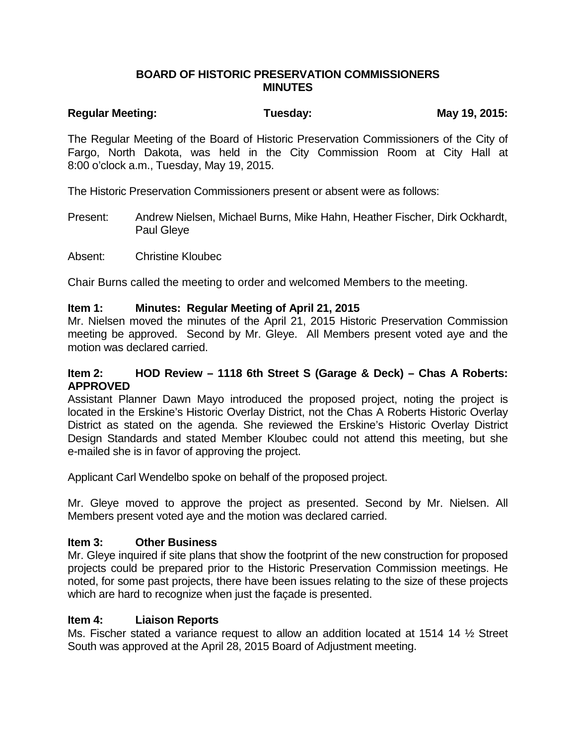# BOARD OF HISTORIC PRESERVATION COMMISSIONERS MINUTES

**Regular Meeting: Tuesday: May 19, 2015:**

The Regular Meeting of the Board of Historic Preservation Commissioners of the City of Fargo, North Dakota, was held in the City Commission Room at City Hall at 8:00 o'clock a.m., Tuesday, May 19, 2015.

The Historic Preservation Commissioners present or absent were as follows:

Present: Andrew Nielsen, Michael Burns, Mike Hahn, Heather Fischer, Dirk Ockhardt, Paul Gleye

Absent: Christine Kloubec

Chair Burns called the meeting to order and welcomed Members to the meeting.

**Item 1: Minutes: Regular Meeting of April 21, 2015**

Mr. Nielsen moved the minutes of the April 21, 2015 Historic Preservation Commission meeting be approved. Second by Mr. Gleye. All Members present voted aye and the motion was declared carried.

**Item 2: HOD Review – 1118 6th Street S (Garage & Deck) – Chas A Roberts: APPROVED**

Assistant Planner Dawn Mayo introduced the proposed project, noting the project is located in the Erskine's Historic Overlay District, not the Chas A Roberts Historic Overlay District as stated on the agenda. She reviewed the Erskine's Historic Overlay District Design Standards and stated Member Kloubec could not attend this meeting, but she e-mailed she is in favor of approving the project.

Applicant Carl Wendelbo spoke on behalf of the proposed project.

Mr. Gleye moved to approve the project as presented. Second by Mr. Nielsen. All Members present voted aye and the motion was declared carried.

**Item 3: Other Business**

Mr. Gleye inquired if site plans that show the footprint of the new construction for proposed projects could be prepared prior to the Historic Preservation Commission meetings. He noted, for some past projects, there have been issues relating to the size of these projects which are hard to recognize when just the façade is presented.

**Item 4: Liaison Reports**

Ms. Fischer stated a variance request to allow an addition located at 1514 14 ½ Street South was approved at the April 28, 2015 Board of Adjustment meeting.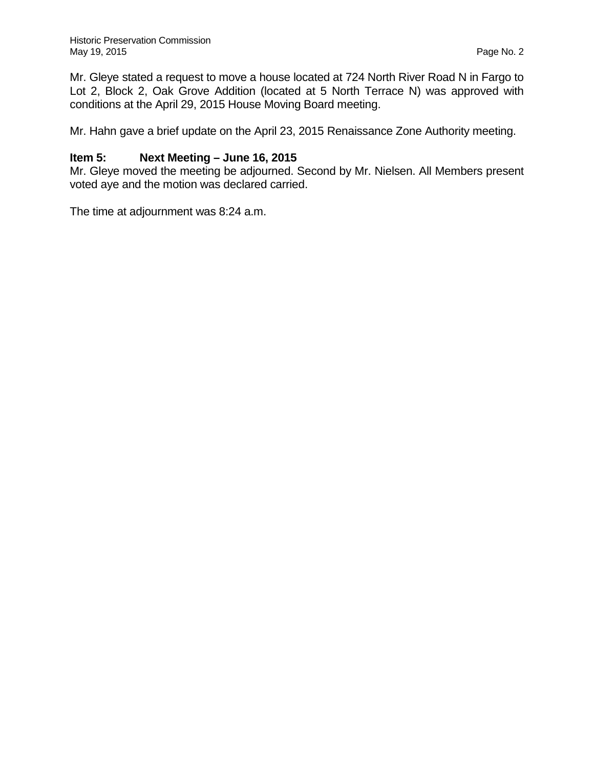Mr. Gleye stated a request to move a house located at 724 North River Road N in Fargo to Lot 2, Block 2, Oak Grove Addition (located at 5 North Terrace N) was approved with conditions at the April 29, 2015 House Moving Board meeting.

Mr. Hahn gave a brief update on the April 23, 2015 Renaissance Zone Authority meeting.

**Item 5: Next Meeting – June 16, 2015**
Mr. Gleye moved the meeting be adjourned. Second by Mr. Nielsen. All Members present voted aye and the motion was declared carried.

The time at adjournment was 8:24 a.m.